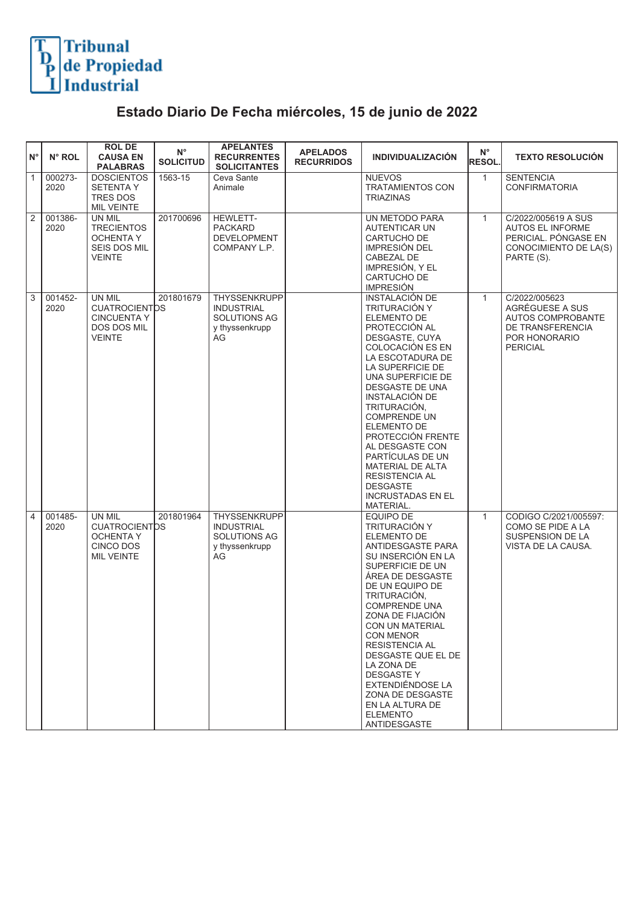Tribunal de Propiedad Industrial

# Estado Diario De Fecha miércoles, 15 de junio de 2022

| N° | N° ROL | ROL DE CAUSA EN PALABRAS | N° SOLICITUD | APELANTES RECURRENTES SOLICITANTES | APELADOS RECURRIDOS | INDIVIDUALIZACIÓN | N° RESOL. | TEXTO RESOLUCIÓN |
|---|---|---|---|---|---|---|---|---|
| 1 | 000273-2020 | DOSCIENTOS SETENTA Y TRES DOS MIL VEINTE | 1563-15 | Ceva Sante Animale | | NUEVOS TRATAMIENTOS CON TRIAZINAS | 1 | SENTENCIA CONFIRMATORIA |
| 2 | 001386-2020 | UN MIL TRECIENTOS OCHENTA Y SEIS DOS MIL VEINTE | 201700696 | HEWLETT-PACKARD DEVELOPMENT COMPANY L.P. | | UN METODO PARA AUTENTICAR UN CARTUCHO DE IMPRESIÓN DEL CABEZAL DE IMPRESIÓN, Y EL CARTUCHO DE IMPRESIÓN | 1 | C/2022/005619 A SUS AUTOS EL INFORME PERICIAL. PÓNGASE EN CONOCIMIENTO DE LA(S) PARTE (S). |
| 3 | 001452-2020 | UN MIL CUATROCIENTOS CINCUENTA Y DOS DOS MIL VEINTE | 201801679 | THYSSENKRUPP INDUSTRIAL SOLUTIONS AG y thyssenkrupp AG | | INSTALACIÓN DE TRITURACIÓN Y ELEMENTO DE PROTECCIÓN AL DESGASTE, CUYA COLOCACIÓN ES EN LA ESCOTADURA DE LA SUPERFICIE DE UNA SUPERFICIE DE DESGASTE DE UNA INSTALACIÓN DE TRITURACIÓN, COMPRENDE UN ELEMENTO DE PROTECCIÓN FRENTE AL DESGASTE CON PARTÍCULAS DE UN MATERIAL DE ALTA RESISTENCIA AL DESGASTE INCRUSTADAS EN EL MATERIAL. | 1 | C/2022/005623 AGRÉGUESE A SUS AUTOS COMPROBANTE DE TRANSFERENCIA POR HONORARIO PERICIAL |
| 4 | 001485-2020 | UN MIL CUATROCIENTOS OCHENTA Y CINCO DOS MIL VEINTE | 201801964 | THYSSENKRUPP INDUSTRIAL SOLUTIONS AG y thyssenkrupp AG | | EQUIPO DE TRITURACIÓN Y ELEMENTO DE ANTIDESGASTE PARA SU INSERCIÓN EN LA SUPERFICIE DE UN ÁREA DE DESGASTE DE UN EQUIPO DE TRITURACIÓN, COMPRENDE UNA ZONA DE FIJACIÓN CON UN MATERIAL CON MENOR RESISTENCIA AL DESGASTE QUE EL DE LA ZONA DE DESGASTE Y EXTENDIÉNDOSE LA ZONA DE DESGASTE EN LA ALTURA DE ELEMENTO ANTIDESGASTE | 1 | CODIGO C/2021/005597: COMO SE PIDE A LA SUSPENSION DE LA VISTA DE LA CAUSA. |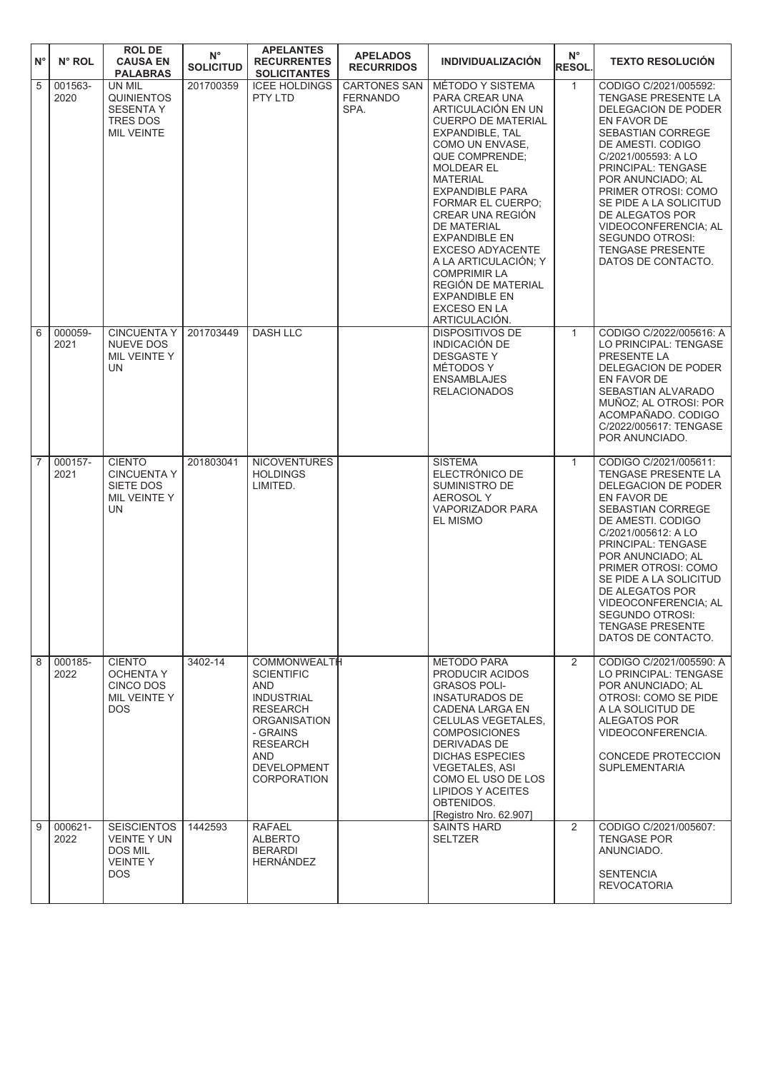| N° | N° ROL | ROL DE CAUSA EN PALABRAS | N° SOLICITUD | APELANTES RECURRENTES SOLICITANTES | APELADOS RECURRIDOS | INDIVIDUALIZACIÓN | N° RESOL. | TEXTO RESOLUCIÓN |
|---|---|---|---|---|---|---|---|---|
| 5 | 001563-2020 | UN MIL QUINIENTOS SESENTA Y TRES DOS MIL VEINTE | 201700359 | ICEE HOLDINGS PTY LTD | CARTONES SAN FERNANDO SPA. | MÉTODO Y SISTEMA PARA CREAR UNA ARTICULACIÓN EN UN CUERPO DE MATERIAL EXPANDIBLE, TAL COMO UN ENVASE, QUE COMPRENDE; MOLDEAR EL MATERIAL EXPANDIBLE PARA FORMAR EL CUERPO; CREAR UNA REGIÓN DE MATERIAL EXPANDIBLE EN EXCESO ADYACENTE A LA ARTICULACIÓN; Y COMPRIMIR LA REGIÓN DE MATERIAL EXPANDIBLE EN EXCESO EN LA ARTICULACIÓN. | 1 | CODIGO C/2021/005592: TENGASE PRESENTE LA DELEGACION DE PODER EN FAVOR DE SEBASTIAN CORREGE DE AMESTI. CODIGO C/2021/005593: A LO PRINCIPAL: TENGASE POR ANUNCIADO; AL PRIMER OTROSI: COMO SE PIDE A LA SOLICITUD DE ALEGATOS POR VIDEOCONFERENCIA; AL SEGUNDO OTROSI: TENGASE PRESENTE DATOS DE CONTACTO. |
| 6 | 000059-2021 | CINCUENTA Y NUEVE DOS MIL VEINTE Y UN | 201703449 | DASH LLC | | DISPOSITIVOS DE INDICACIÓN DE DESGASTE Y MÉTODOS Y ENSAMBLAJES RELACIONADOS | 1 | CODIGO C/2022/005616: A LO PRINCIPAL: TENGASE PRESENTE LA DELEGACION DE PODER EN FAVOR DE SEBASTIAN ALVARADO MUÑOZ; AL OTROSI: POR ACOMPAÑADO. CODIGO C/2022/005617: TENGASE POR ANUNCIADO. |
| 7 | 000157-2021 | CIENTO CINCUENTA Y SIETE DOS MIL VEINTE Y UN | 201803041 | NICOVENTURES HOLDINGS LIMITED. | | SISTEMA ELECTRÓNICO DE SUMINISTRO DE AEROSOL Y VAPORIZADOR PARA EL MISMO | 1 | CODIGO C/2021/005611: TENGASE PRESENTE LA DELEGACION DE PODER EN FAVOR DE SEBASTIAN CORREGE DE AMESTI. CODIGO C/2021/005612: A LO PRINCIPAL: TENGASE POR ANUNCIADO; AL PRIMER OTROSI: COMO SE PIDE A LA SOLICITUD DE ALEGATOS POR VIDEOCONFERENCIA; AL SEGUNDO OTROSI: TENGASE PRESENTE DATOS DE CONTACTO. |
| 8 | 000185-2022 | CIENTO OCHENTA Y CINCO DOS MIL VEINTE Y DOS | 3402-14 | COMMONWEALTH SCIENTIFIC AND INDUSTRIAL RESEARCH ORGANISATION - GRAINS RESEARCH AND DEVELOPMENT CORPORATION | | METODO PARA PRODUCIR ACIDOS GRASOS POLI-INSATURADOS DE CADENA LARGA EN CELULAS VEGETALES, COMPOSICIONES DERIVADAS DE DICHAS ESPECIES VEGETALES, ASI COMO EL USO DE LOS LIPIDOS Y ACEITES OBTENIDOS. [Registro Nro. 62.907] | 2 | CODIGO C/2021/005590: A LO PRINCIPAL: TENGASE POR ANUNCIADO; AL OTROSI: COMO SE PIDE A LA SOLICITUD DE ALEGATOS POR VIDEOCONFERENCIA. CONCEDE PROTECCION SUPLEMENTARIA |
| 9 | 000621-2022 | SEISCIENTOS VEINTE Y UN DOS MIL VEINTE Y DOS | 1442593 | RAFAEL ALBERTO BERARDI HERNÁNDEZ | | SAINTS HARD SELTZER | 2 | CODIGO C/2021/005607: TENGASE POR ANUNCIADO. SENTENCIA REVOCATORIA |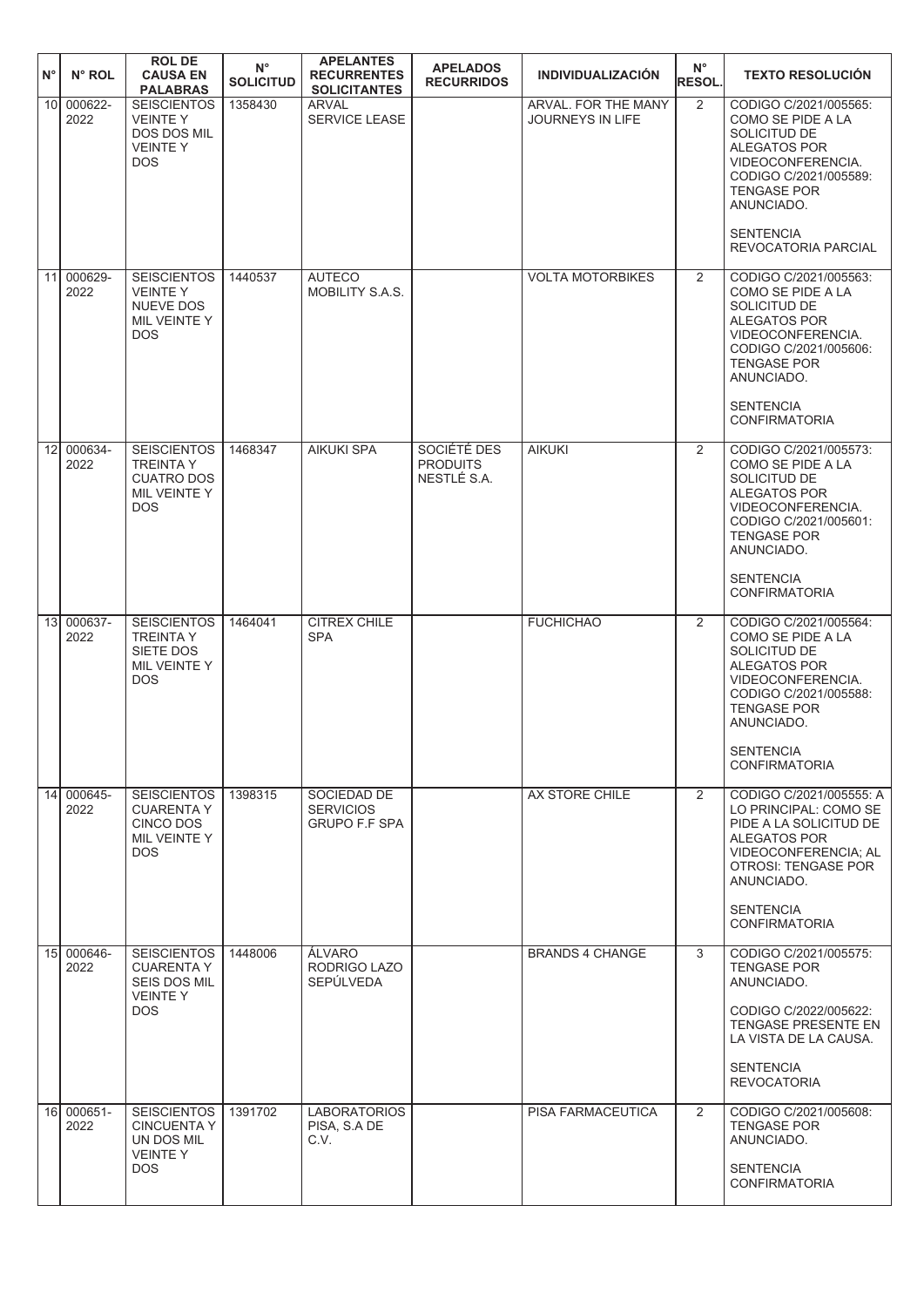| N° | N° ROL | ROL DE CAUSA EN PALABRAS | N° SOLICITUD | APELANTES RECURRENTES SOLICITANTES | APELADOS RECURRIDOS | INDIVIDUALIZACIÓN | N° RESOL. | TEXTO RESOLUCIÓN |
|---|---|---|---|---|---|---|---|---|
| 10 | 000622-2022 | SEISCIENTOS VEINTE Y DOS DOS MIL VEINTE Y DOS | 1358430 | ARVAL SERVICE LEASE | | ARVAL. FOR THE MANY JOURNEYS IN LIFE | 2 | CODIGO C/2021/005565: COMO SE PIDE A LA SOLICITUD DE ALEGATOS POR VIDEOCONFERENCIA. CODIGO C/2021/005589: TENGASE POR ANUNCIADO. SENTENCIA REVOCATORIA PARCIAL |
| 11 | 000629-2022 | SEISCIENTOS VEINTE Y NUEVE DOS MIL VEINTE Y DOS | 1440537 | AUTECO MOBILITY S.A.S. | | VOLTA MOTORBIKES | 2 | CODIGO C/2021/005563: COMO SE PIDE A LA SOLICITUD DE ALEGATOS POR VIDEOCONFERENCIA. CODIGO C/2021/005606: TENGASE POR ANUNCIADO. SENTENCIA CONFIRMATORIA |
| 12 | 000634-2022 | SEISCIENTOS TREINTA Y CUATRO DOS MIL VEINTE Y DOS | 1468347 | AIKUKI SPA | SOCIÉTÉ DES PRODUITS NESTLÉ S.A. | AIKUKI | 2 | CODIGO C/2021/005573: COMO SE PIDE A LA SOLICITUD DE ALEGATOS POR VIDEOCONFERENCIA. CODIGO C/2021/005601: TENGASE POR ANUNCIADO. SENTENCIA CONFIRMATORIA |
| 13 | 000637-2022 | SEISCIENTOS TREINTA Y SIETE DOS MIL VEINTE Y DOS | 1464041 | CITREX CHILE SPA | | FUCHICHAO | 2 | CODIGO C/2021/005564: COMO SE PIDE A LA SOLICITUD DE ALEGATOS POR VIDEOCONFERENCIA. CODIGO C/2021/005588: TENGASE POR ANUNCIADO. SENTENCIA CONFIRMATORIA |
| 14 | 000645-2022 | SEISCIENTOS CUARENTA Y CINCO DOS MIL VEINTE Y DOS | 1398315 | SOCIEDAD DE SERVICIOS GRUPO F.F SPA | | AX STORE CHILE | 2 | CODIGO C/2021/005555: A LO PRINCIPAL: COMO SE PIDE A LA SOLICITUD DE ALEGATOS POR VIDEOCONFERENCIA; AL OTROSI: TENGASE POR ANUNCIADO. SENTENCIA CONFIRMATORIA |
| 15 | 000646-2022 | SEISCIENTOS CUARENTA Y SEIS DOS MIL VEINTE Y DOS | 1448006 | ÁLVARO RODRIGO LAZO SEPÚLVEDA | | BRANDS 4 CHANGE | 3 | CODIGO C/2021/005575: TENGASE POR ANUNCIADO. CODIGO C/2022/005622: TENGASE PRESENTE EN LA VISTA DE LA CAUSA. SENTENCIA REVOCATORIA |
| 16 | 000651-2022 | SEISCIENTOS CINCUENTA Y UN DOS MIL VEINTE Y DOS | 1391702 | LABORATORIOS PISA, S.A DE C.V. | | PISA FARMACEUTICA | 2 | CODIGO C/2021/005608: TENGASE POR ANUNCIADO. SENTENCIA CONFIRMATORIA |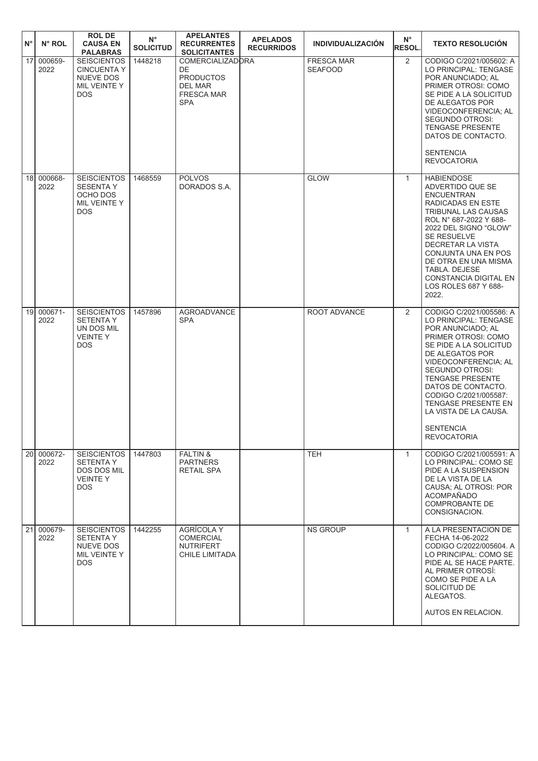| N° | N° ROL | ROL DE CAUSA EN PALABRAS | N° SOLICITUD | APELANTES RECURRENTES SOLICITANTES | APELADOS RECURRIDOS | INDIVIDUALIZACIÓN | N° RESOL. | TEXTO RESOLUCIÓN |
|---|---|---|---|---|---|---|---|---|
| 17 | 000659-2022 | SEISCIENTOS CINCUENTA Y NUEVE DOS MIL VEINTE Y DOS | 1448218 | COMERCIALIZADORA DE PRODUCTOS DEL MAR FRESCA MAR SPA | | FRESCA MAR SEAFOOD | 2 | CODIGO C/2021/005602: A LO PRINCIPAL: TENGASE POR ANUNCIADO; AL PRIMER OTROSI: COMO SE PIDE A LA SOLICITUD DE ALEGATOS POR VIDEOCONFERENCIA; AL SEGUNDO OTROSI: TENGASE PRESENTE DATOS DE CONTACTO. SENTENCIA REVOCATORIA |
| 18 | 000668-2022 | SEISCIENTOS SESENTA Y OCHO DOS MIL VEINTE Y DOS | 1468559 | POLVOS DORADOS S.A. | | GLOW | 1 | HABIENDOSE ADVERTIDO QUE SE ENCUENTRAN RADICADAS EN ESTE TRIBUNAL LAS CAUSAS ROL N° 687-2022 Y 688-2022 DEL SIGNO "GLOW" SE RESUELVE DECRETAR LA VISTA CONJUNTA UNA EN POS DE OTRA EN UNA MISMA TABLA. DEJESE CONSTANCIA DIGITAL EN LOS ROLES 687 Y 688-2022. |
| 19 | 000671-2022 | SEISCIENTOS SETENTA Y UN DOS MIL VEINTE Y DOS | 1457896 | AGROADVANCE SPA | | ROOT ADVANCE | 2 | CODIGO C/2021/005586: A LO PRINCIPAL: TENGASE POR ANUNCIADO; AL PRIMER OTROSI: COMO SE PIDE A LA SOLICITUD DE ALEGATOS POR VIDEOCONFERENCIA; AL SEGUNDO OTROSI: TENGASE PRESENTE DATOS DE CONTACTO. CODIGO C/2021/005587: TENGASE PRESENTE EN LA VISTA DE LA CAUSA. SENTENCIA REVOCATORIA |
| 20 | 000672-2022 | SEISCIENTOS SETENTA Y DOS DOS MIL VEINTE Y DOS | 1447803 | FALTIN & PARTNERS RETAIL SPA | | TEH | 1 | CODIGO C/2021/005591: A LO PRINCIPAL: COMO SE PIDE A LA SUSPENSION DE LA VISTA DE LA CAUSA; AL OTROSI: POR ACOMPAÑADO COMPROBANTE DE CONSIGNACION. |
| 21 | 000679-2022 | SEISCIENTOS SETENTA Y NUEVE DOS MIL VEINTE Y DOS | 1442255 | AGRÍCOLA Y COMERCIAL NUTRIFERT CHILE LIMITADA | | NS GROUP | 1 | A LA PRESENTACION DE FECHA 14-06-2022 CODIGO C/2022/005604. A LO PRINCIPAL: COMO SE PIDE AL SE HACE PARTE. AL PRIMER OTROSÍ: COMO SE PIDE A LA SOLICITUD DE ALEGATOS. AUTOS EN RELACION. |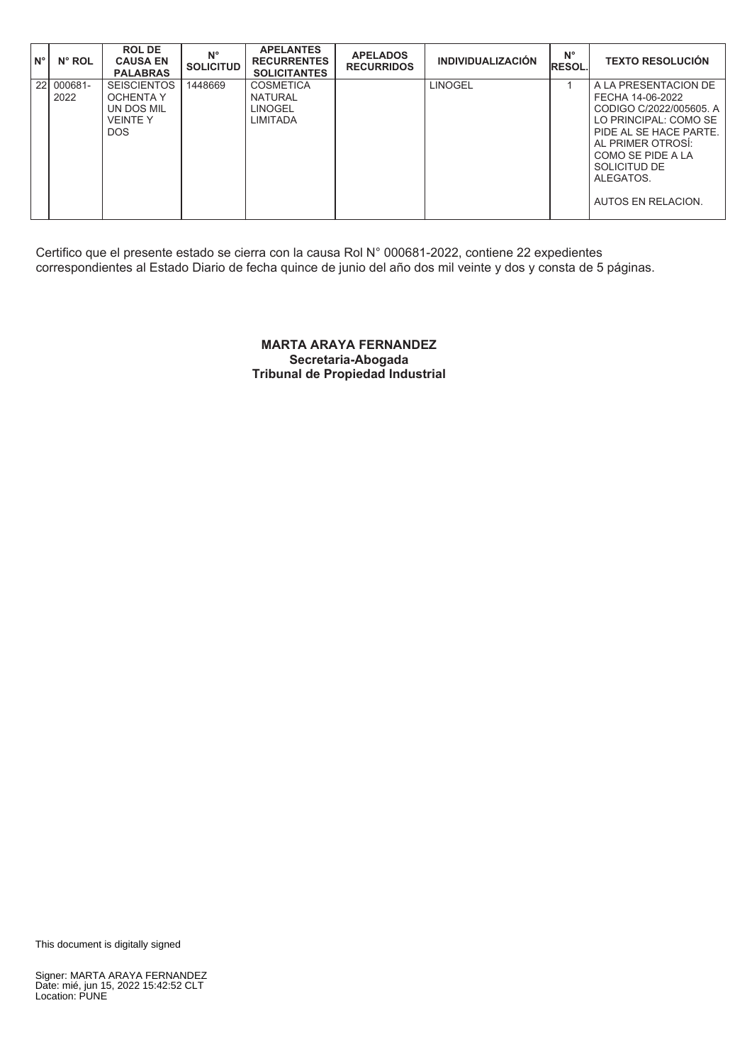| N° | N° ROL | ROL DE CAUSA EN PALABRAS | N° SOLICITUD | APELANTES RECURRENTES SOLICITANTES | APELADOS RECURRIDOS | INDIVIDUALIZACIÓN | N° RESOL. | TEXTO RESOLUCIÓN |
|---|---|---|---|---|---|---|---|---|
| 22 | 000681-2022 | SEISCIENTOS OCHENTA Y UN DOS MIL VEINTE Y DOS | 1448669 | COSMETICA NATURAL LINOGEL LIMITADA | | LINOGEL | 1 | A LA PRESENTACION DE FECHA 14-06-2022 CODIGO C/2022/005605. A LO PRINCIPAL: COMO SE PIDE AL SE HACE PARTE. AL PRIMER OTROSÍ: COMO SE PIDE A LA SOLICITUD DE ALEGATOS. AUTOS EN RELACION. |

Certifico que el presente estado se cierra con la causa Rol N° 000681-2022, contiene 22 expedientes correspondientes al Estado Diario de fecha quince de junio del año dos mil veinte y dos y consta de 5 páginas.

**MARTA ARAYA FERNANDEZ**
**Secretaria-Abogada**
**Tribunal de Propiedad Industrial**

This document is digitally signed

Signer: MARTA ARAYA FERNANDEZ
Date: mié, jun 15, 2022 15:42:52 CLT
Location: PUNE